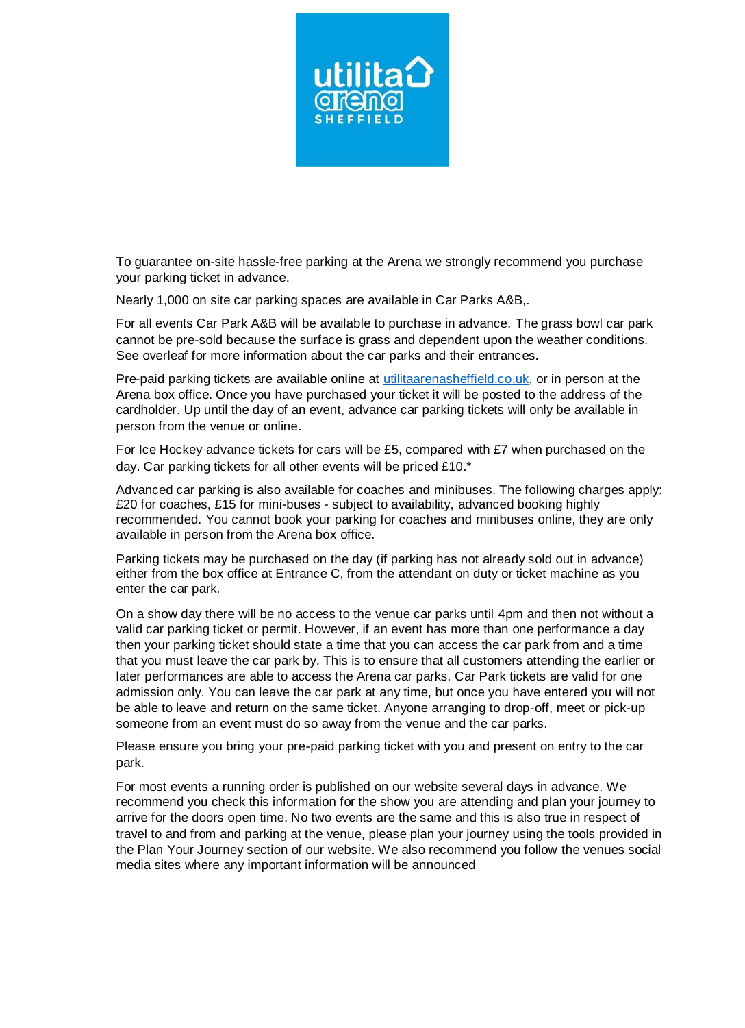To guarantee on-site hassle-free parking at the Arena we strongly recommend you purchase your parking ticket in advance.

Nearly 1,000 on site car parking spaces are available in Car Parks A&B,.

For all events Car Park A&B will be available to purchase in advance. The grass bowl car park cannot be pre-sold because the surface is grass and dependent upon the weather conditions. See overleaf for more information about the car parks and their entrances.

Pre-paid parking tickets are available online at [utilitaarenasheffield.co.uk](utilitaarenasheffield.co.uk), or in person at the Arena box office. Once you have purchased your ticket it will be posted to the address of the cardholder. Up until the day of an event, advance car parking tickets will only be available in person from the venue or online.

For Ice Hockey advance tickets for cars will be £5, compared with £7 when purchased on the day. Car parking tickets for all other events will be priced £10.*

Advanced car parking is also available for coaches and minibuses. The following charges apply: £20 for coaches, £15 for mini-buses - subject to availability, advanced booking highly recommended. You cannot book your parking for coaches and minibuses online, they are only available in person from the Arena box office.

Parking tickets may be purchased on the day (if parking has not already sold out in advance) either from the box office at Entrance C, from the attendant on duty or ticket machine as you enter the car park.

On a show day there will be no access to the venue car parks until 4pm and then not without a valid car parking ticket or permit. However, if an event has more than one performance a day then your parking ticket should state a time that you can access the car park from and a time that you must leave the car park by. This is to ensure that all customers attending the earlier or later performances are able to access the Arena car parks. Car Park tickets are valid for one admission only. You can leave the car park at any time, but once you have entered you will not be able to leave and return on the same ticket. Anyone arranging to drop-off, meet or pick-up someone from an event must do so away from the venue and the car parks.

Please ensure you bring your pre-paid parking ticket with you and present on entry to the car park.

For most events a running order is published on our website several days in advance. We recommend you check this information for the show you are attending and plan your journey to arrive for the doors open time. No two events are the same and this is also true in respect of travel to and from and parking at the venue, please plan your journey using the tools provided in the Plan Your Journey section of our website. We also recommend you follow the venues social media sites where any important information will be announced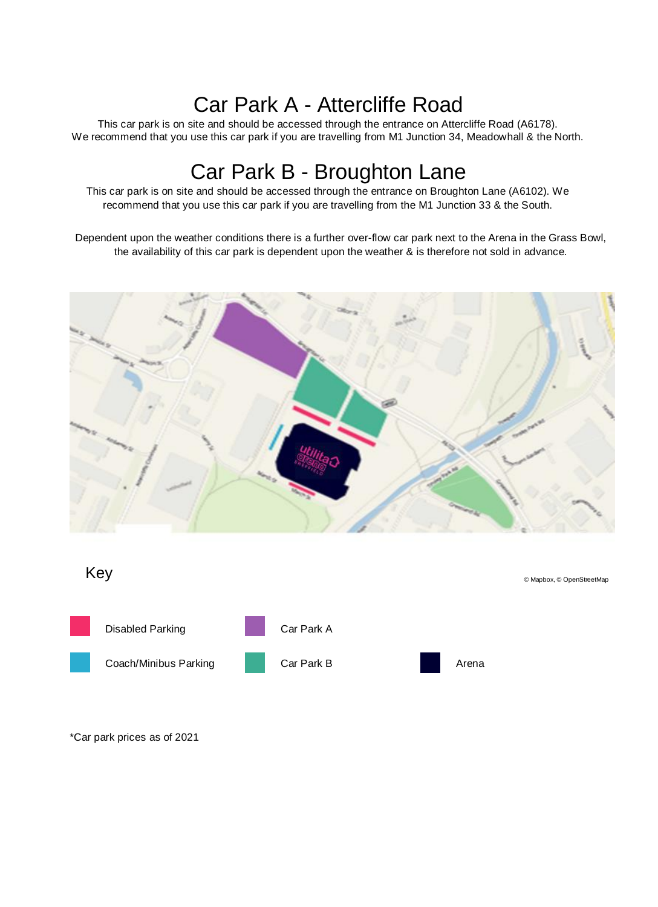# Car Park A - Attercliffe Road

This car park is on site and should be accessed through the entrance on Attercliffe Road (A6178).
We recommend that you use this car park if you are travelling from M1 Junction 34, Meadowhall & the North.

# Car Park B - Broughton Lane

This car park is on site and should be accessed through the entrance on Broughton Lane (A6102). We recommend that you use this car park if you are travelling from the M1 Junction 33 & the South.

Dependent upon the weather conditions there is a further over-flow car park next to the Arena in the Grass Bowl, the availability of this car park is dependent upon the weather & is therefore not sold in advance.

## Key

© Mapbox, © OpenStreetMap

Disabled Parking

Coach/Minibus Parking

Car Park A

Car Park B

Arena

*Car park prices as of 2021